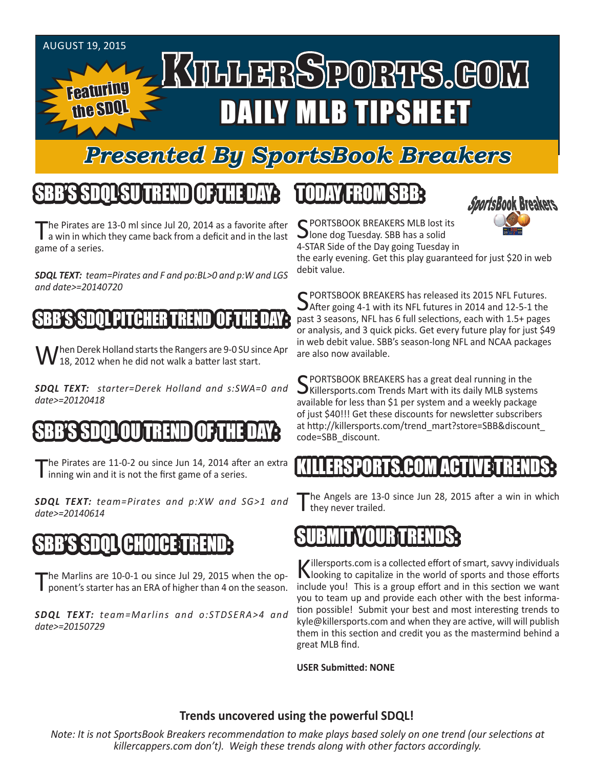AUGUST 19, 2015

# KILLERSPORTS.COM DAILY MLB TIPSHEET

Featuring the SDQL

## *Presented By SportsBook Breakers*

## SBB'S SDQL SU TREND OF THE DAY:

The Pirates are 13-0 ml since Jul 20, 2014 as a favorite after a win in which they came back from a deficit and in the last game of a series.

***SDQL TEXT:*** *team=Pirates and F and po:BL>0 and p:W and LGS and date>=20140720*

## SBB'S SDQL PITCHER TREND OF THE DAY:

When Derek Holland starts the Rangers are 9-0 SU since Apr 18, 2012 when he did not walk a batter last start.

***SDQL TEXT:*** *starter=Derek Holland and s:SWA=0 and date>=20120418*

## SBB'S SDQL OU TREND OF THE DAY:

The Pirates are 11-0-2 ou since Jun 14, 2014 after an extra inning win and it is not the first game of a series.

***SDQL TEXT:*** *team=Pirates and p:XW and SG>1 and date>=20140614*

## SBB'S SDQL CHOICE TREND:

The Marlins are 10-0-1 ou since Jul 29, 2015 when the opponent's starter has an ERA of higher than 4 on the season.

***SDQL TEXT:*** *team=Marlins and o:STDSERA>4 and date>=20150729*

## TODAY FROM SBB:

SPORTSBOOK BREAKERS MLB lost its lone dog Tuesday. SBB has a solid 4-STAR Side of the Day going Tuesday in the early evening. Get this play guaranteed for just $20 in web debit value.

SPORTSBOOK BREAKERS has released its 2015 NFL Futures. After going 4-1 with its NFL futures in 2014 and 12-5-1 the past 3 seasons, NFL has 6 full selections, each with 1.5+ pages or analysis, and 3 quick picks. Get every future play for just $49 in web debit value. SBB's season-long NFL and NCAA packages are also now available.

SPORTSBOOK BREAKERS has a great deal running in the Killersports.com Trends Mart with its daily MLB systems available for less than $1 per system and a weekly package of just $40!!! Get these discounts for newsletter subscribers at http://killersports.com/trend_mart?store=SBB&discount_code=SBB_discount.

## KILLERSPORTS.COM ACTIVE TRENDS:

The Angels are 13-0 since Jun 28, 2015 after a win in which they never trailed.

## SUBMIT YOUR TRENDS:

Killersports.com is a collected effort of smart, savvy individuals looking to capitalize in the world of sports and those efforts include you! This is a group effort and in this section we want you to team up and provide each other with the best information possible! Submit your best and most interesting trends to kyle@killersports.com and when they are active, will will publish them in this section and credit you as the mastermind behind a great MLB find.

**USER Submitted: NONE**

**Trends uncovered using the powerful SDQL!**

*Note: It is not SportsBook Breakers recommendation to make plays based solely on one trend (our selections at killercappers.com don't). Weigh these trends along with other factors accordingly.*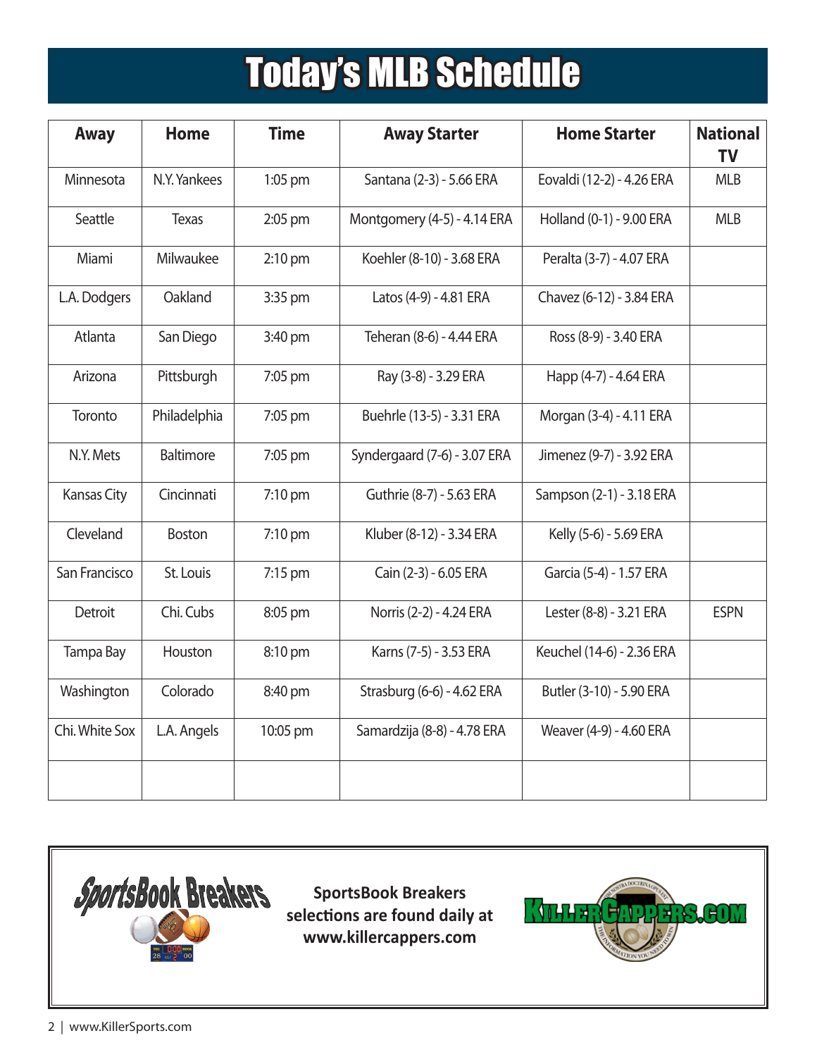# Today's MLB Schedule

| Away | Home | Time | Away Starter | Home Starter | National TV |
|---|---|---|---|---|---|
| Minnesota | N.Y. Yankees | 1:05 pm | Santana (2-3) - 5.66 ERA | Eovaldi (12-2) - 4.26 ERA | MLB |
| Seattle | Texas | 2:05 pm | Montgomery (4-5) - 4.14 ERA | Holland (0-1) - 9.00 ERA | MLB |
| Miami | Milwaukee | 2:10 pm | Koehler (8-10) - 3.68 ERA | Peralta (3-7) - 4.07 ERA | |
| L.A. Dodgers | Oakland | 3:35 pm | Latos (4-9) - 4.81 ERA | Chavez (6-12) - 3.84 ERA | |
| Atlanta | San Diego | 3:40 pm | Teheran (8-6) - 4.44 ERA | Ross (8-9) - 3.40 ERA | |
| Arizona | Pittsburgh | 7:05 pm | Ray (3-8) - 3.29 ERA | Happ (4-7) - 4.64 ERA | |
| Toronto | Philadelphia | 7:05 pm | Buehrle (13-5) - 3.31 ERA | Morgan (3-4) - 4.11 ERA | |
| N.Y. Mets | Baltimore | 7:05 pm | Syndergaard (7-6) - 3.07 ERA | Jimenez (9-7) - 3.92 ERA | |
| Kansas City | Cincinnati | 7:10 pm | Guthrie (8-7) - 5.63 ERA | Sampson (2-1) - 3.18 ERA | |
| Cleveland | Boston | 7:10 pm | Kluber (8-12) - 3.34 ERA | Kelly (5-6) - 5.69 ERA | |
| San Francisco | St. Louis | 7:15 pm | Cain (2-3) - 6.05 ERA | Garcia (5-4) - 1.57 ERA | |
| Detroit | Chi. Cubs | 8:05 pm | Norris (2-2) - 4.24 ERA | Lester (8-8) - 3.21 ERA | ESPN |
| Tampa Bay | Houston | 8:10 pm | Karns (7-5) - 3.53 ERA | Keuchel (14-6) - 2.36 ERA | |
| Washington | Colorado | 8:40 pm | Strasburg (6-6) - 4.62 ERA | Butler (3-10) - 5.90 ERA | |
| Chi. White Sox | L.A. Angels | 10:05 pm | Samardzija (8-8) - 4.78 ERA | Weaver (4-9) - 4.60 ERA | |
| | | | | | |

SportsBook Breakers

**SportsBook Breakers selections are found daily at www.killercappers.com**

KILLERCAPPERS.COM